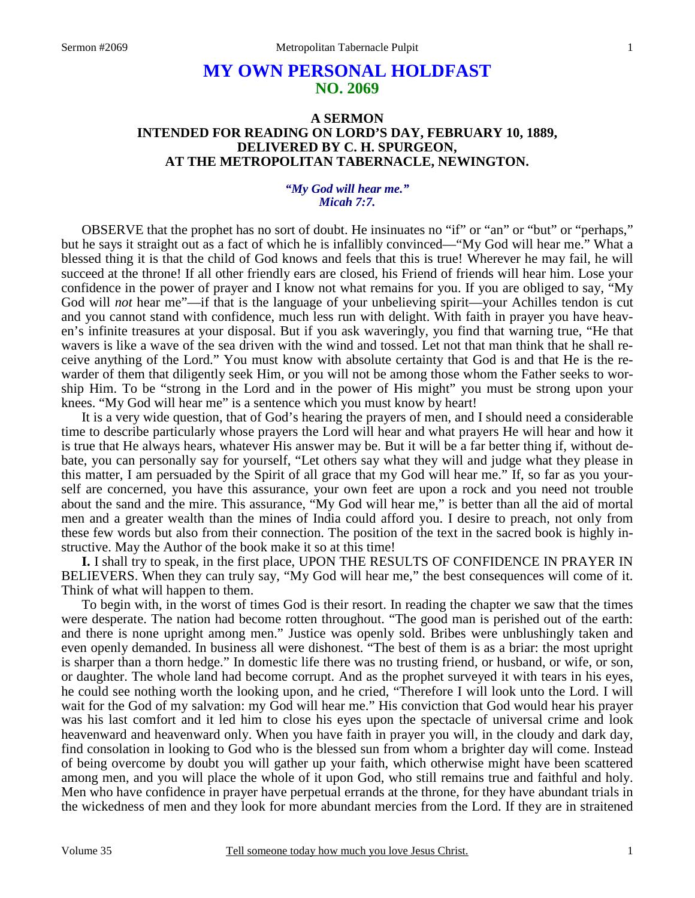# MY OWN PERSONAL HOLDFAST
## NO. 2069

### A SERMON
### INTENDED FOR READING ON LORD'S DAY, FEBRUARY 10, 1889, DELIVERED BY C. H. SPURGEON, AT THE METROPOLITAN TABERNACLE, NEWINGTON.

*"My God will hear me." Micah 7:7.*

OBSERVE that the prophet has no sort of doubt. He insinuates no "if" or "an" or "but" or "perhaps," but he says it straight out as a fact of which he is infallibly convinced—"My God will hear me." What a blessed thing it is that the child of God knows and feels that this is true! Wherever he may fail, he will succeed at the throne! If all other friendly ears are closed, his Friend of friends will hear him. Lose your confidence in the power of prayer and I know not what remains for you. If you are obliged to say, "My God will *not* hear me"—if that is the language of your unbelieving spirit—your Achilles tendon is cut and you cannot stand with confidence, much less run with delight. With faith in prayer you have heaven's infinite treasures at your disposal. But if you ask waveringly, you find that warning true, "He that wavers is like a wave of the sea driven with the wind and tossed. Let not that man think that he shall receive anything of the Lord." You must know with absolute certainty that God is and that He is the rewarder of them that diligently seek Him, or you will not be among those whom the Father seeks to worship Him. To be "strong in the Lord and in the power of His might" you must be strong upon your knees. "My God will hear me" is a sentence which you must know by heart!

It is a very wide question, that of God's hearing the prayers of men, and I should need a considerable time to describe particularly whose prayers the Lord will hear and what prayers He will hear and how it is true that He always hears, whatever His answer may be. But it will be a far better thing if, without debate, you can personally say for yourself, "Let others say what they will and judge what they please in this matter, I am persuaded by the Spirit of all grace that my God will hear me." If, so far as you yourself are concerned, you have this assurance, your own feet are upon a rock and you need not trouble about the sand and the mire. This assurance, "My God will hear me," is better than all the aid of mortal men and a greater wealth than the mines of India could afford you. I desire to preach, not only from these few words but also from their connection. The position of the text in the sacred book is highly instructive. May the Author of the book make it so at this time!

**I.** I shall try to speak, in the first place, UPON THE RESULTS OF CONFIDENCE IN PRAYER IN BELIEVERS. When they can truly say, "My God will hear me," the best consequences will come of it. Think of what will happen to them.

To begin with, in the worst of times God is their resort. In reading the chapter we saw that the times were desperate. The nation had become rotten throughout. "The good man is perished out of the earth: and there is none upright among men." Justice was openly sold. Bribes were unblushingly taken and even openly demanded. In business all were dishonest. "The best of them is as a briar: the most upright is sharper than a thorn hedge." In domestic life there was no trusting friend, or husband, or wife, or son, or daughter. The whole land had become corrupt. And as the prophet surveyed it with tears in his eyes, he could see nothing worth the looking upon, and he cried, "Therefore I will look unto the Lord. I will wait for the God of my salvation: my God will hear me." His conviction that God would hear his prayer was his last comfort and it led him to close his eyes upon the spectacle of universal crime and look heavenward and heavenward only. When you have faith in prayer you will, in the cloudy and dark day, find consolation in looking to God who is the blessed sun from whom a brighter day will come. Instead of being overcome by doubt you will gather up your faith, which otherwise might have been scattered among men, and you will place the whole of it upon God, who still remains true and faithful and holy. Men who have confidence in prayer have perpetual errands at the throne, for they have abundant trials in the wickedness of men and they look for more abundant mercies from the Lord. If they are in straitened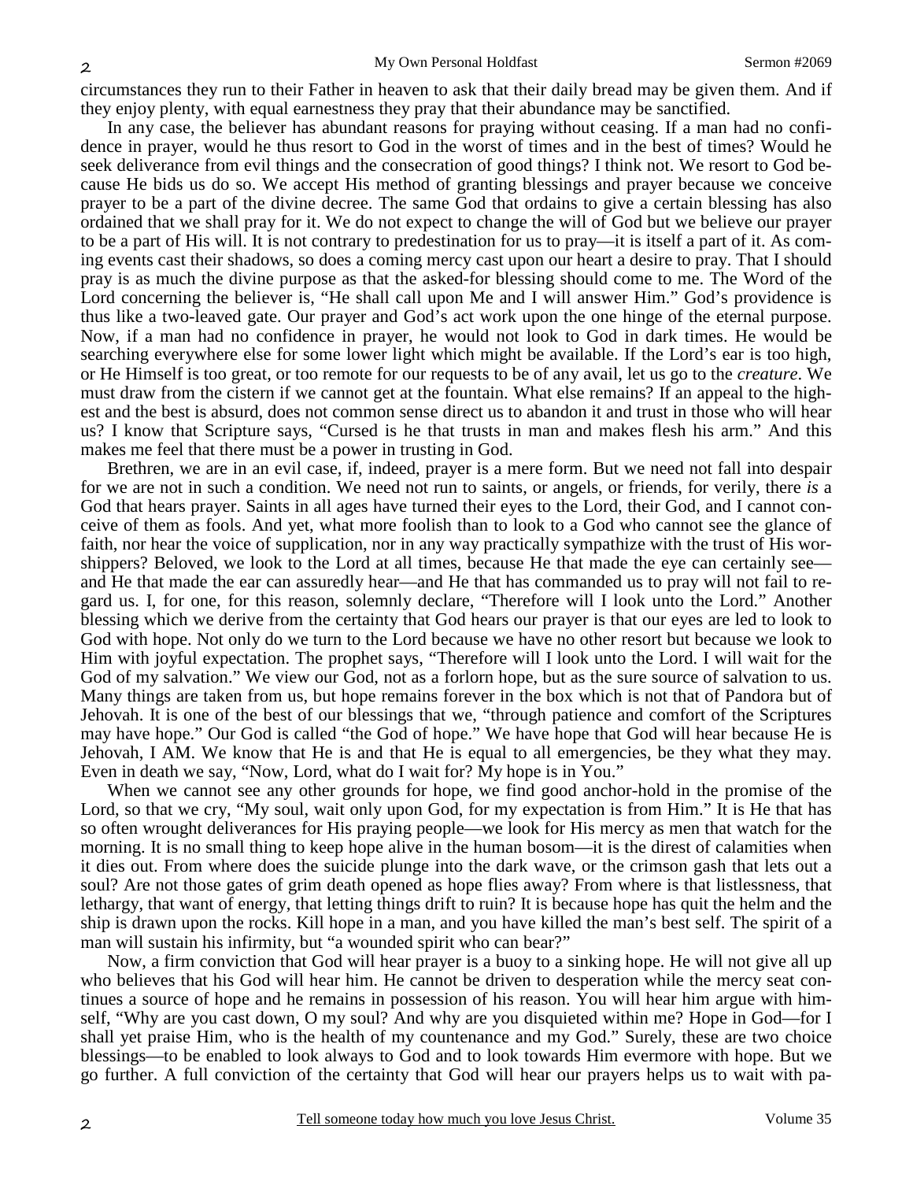circumstances they run to their Father in heaven to ask that their daily bread may be given them. And if they enjoy plenty, with equal earnestness they pray that their abundance may be sanctified.

In any case, the believer has abundant reasons for praying without ceasing. If a man had no confidence in prayer, would he thus resort to God in the worst of times and in the best of times? Would he seek deliverance from evil things and the consecration of good things? I think not. We resort to God because He bids us do so. We accept His method of granting blessings and prayer because we conceive prayer to be a part of the divine decree. The same God that ordains to give a certain blessing has also ordained that we shall pray for it. We do not expect to change the will of God but we believe our prayer to be a part of His will. It is not contrary to predestination for us to pray—it is itself a part of it. As coming events cast their shadows, so does a coming mercy cast upon our heart a desire to pray. That I should pray is as much the divine purpose as that the asked-for blessing should come to me. The Word of the Lord concerning the believer is, "He shall call upon Me and I will answer Him." God's providence is thus like a two-leaved gate. Our prayer and God's act work upon the one hinge of the eternal purpose. Now, if a man had no confidence in prayer, he would not look to God in dark times. He would be searching everywhere else for some lower light which might be available. If the Lord's ear is too high, or He Himself is too great, or too remote for our requests to be of any avail, let us go to the *creature*. We must draw from the cistern if we cannot get at the fountain. What else remains? If an appeal to the highest and the best is absurd, does not common sense direct us to abandon it and trust in those who will hear us? I know that Scripture says, "Cursed is he that trusts in man and makes flesh his arm." And this makes me feel that there must be a power in trusting in God.

Brethren, we are in an evil case, if, indeed, prayer is a mere form. But we need not fall into despair for we are not in such a condition. We need not run to saints, or angels, or friends, for verily, there *is* a God that hears prayer. Saints in all ages have turned their eyes to the Lord, their God, and I cannot conceive of them as fools. And yet, what more foolish than to look to a God who cannot see the glance of faith, nor hear the voice of supplication, nor in any way practically sympathize with the trust of His worshippers? Beloved, we look to the Lord at all times, because He that made the eye can certainly see—and He that made the ear can assuredly hear—and He that has commanded us to pray will not fail to regard us. I, for one, for this reason, solemnly declare, "Therefore will I look unto the Lord." Another blessing which we derive from the certainty that God hears our prayer is that our eyes are led to look to God with hope. Not only do we turn to the Lord because we have no other resort but because we look to Him with joyful expectation. The prophet says, "Therefore will I look unto the Lord. I will wait for the God of my salvation." We view our God, not as a forlorn hope, but as the sure source of salvation to us. Many things are taken from us, but hope remains forever in the box which is not that of Pandora but of Jehovah. It is one of the best of our blessings that we, "through patience and comfort of the Scriptures may have hope." Our God is called "the God of hope." We have hope that God will hear because He is Jehovah, I AM. We know that He is and that He is equal to all emergencies, be they what they may. Even in death we say, "Now, Lord, what do I wait for? My hope is in You."

When we cannot see any other grounds for hope, we find good anchor-hold in the promise of the Lord, so that we cry, "My soul, wait only upon God, for my expectation is from Him." It is He that has so often wrought deliverances for His praying people—we look for His mercy as men that watch for the morning. It is no small thing to keep hope alive in the human bosom—it is the direst of calamities when it dies out. From where does the suicide plunge into the dark wave, or the crimson gash that lets out a soul? Are not those gates of grim death opened as hope flies away? From where is that listlessness, that lethargy, that want of energy, that letting things drift to ruin? It is because hope has quit the helm and the ship is drawn upon the rocks. Kill hope in a man, and you have killed the man's best self. The spirit of a man will sustain his infirmity, but "a wounded spirit who can bear?"

Now, a firm conviction that God will hear prayer is a buoy to a sinking hope. He will not give all up who believes that his God will hear him. He cannot be driven to desperation while the mercy seat continues a source of hope and he remains in possession of his reason. You will hear him argue with himself, "Why are you cast down, O my soul? And why are you disquieted within me? Hope in God—for I shall yet praise Him, who is the health of my countenance and my God." Surely, these are two choice blessings—to be enabled to look always to God and to look towards Him evermore with hope. But we go further. A full conviction of the certainty that God will hear our prayers helps us to wait with pa-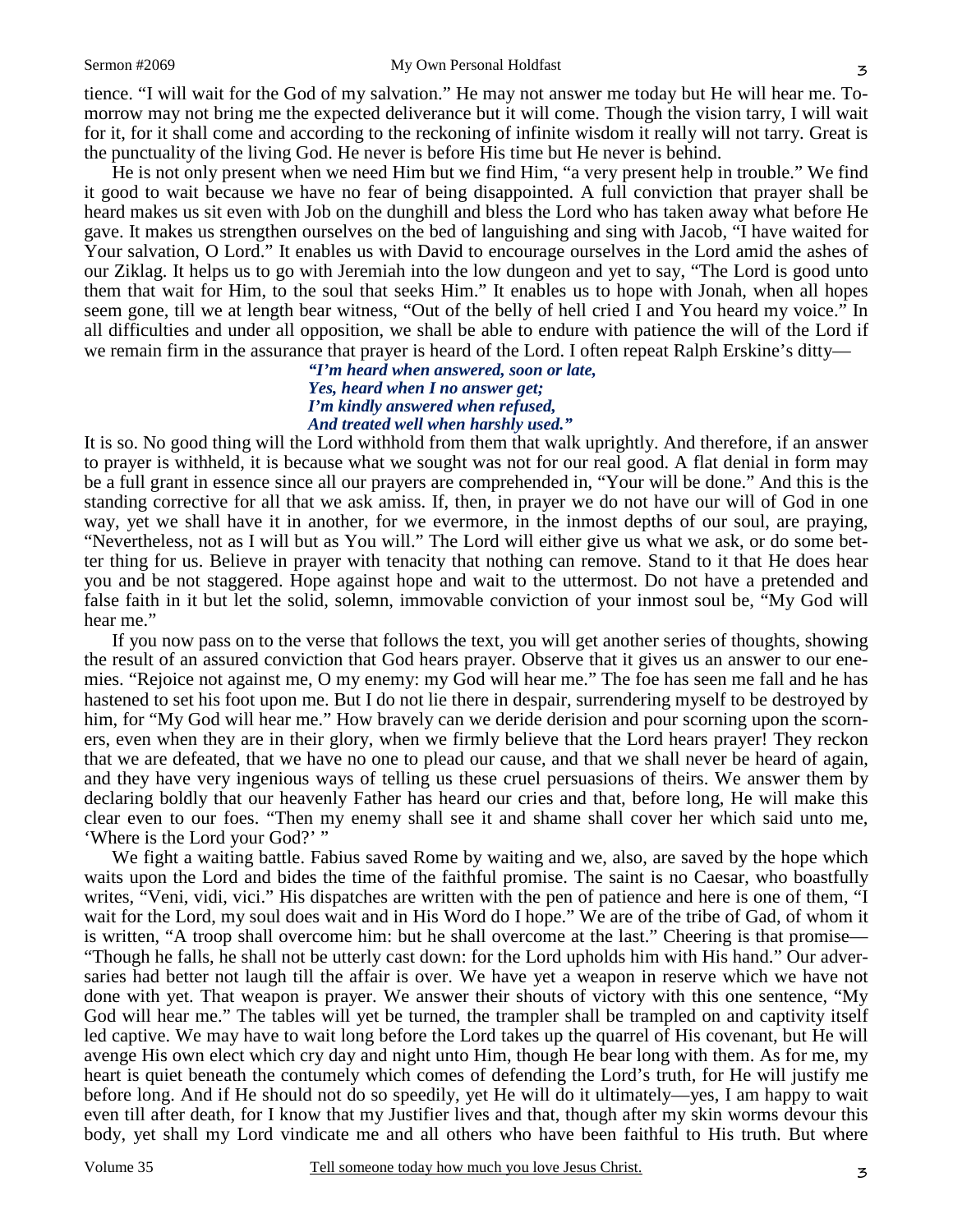tience. "I will wait for the God of my salvation." He may not answer me today but He will hear me. Tomorrow may not bring me the expected deliverance but it will come. Though the vision tarry, I will wait for it, for it shall come and according to the reckoning of infinite wisdom it really will not tarry. Great is the punctuality of the living God. He never is before His time but He never is behind.

He is not only present when we need Him but we find Him, "a very present help in trouble." We find it good to wait because we have no fear of being disappointed. A full conviction that prayer shall be heard makes us sit even with Job on the dunghill and bless the Lord who has taken away what before He gave. It makes us strengthen ourselves on the bed of languishing and sing with Jacob, "I have waited for Your salvation, O Lord." It enables us with David to encourage ourselves in the Lord amid the ashes of our Ziklag. It helps us to go with Jeremiah into the low dungeon and yet to say, "The Lord is good unto them that wait for Him, to the soul that seeks Him." It enables us to hope with Jonah, when all hopes seem gone, till we at length bear witness, "Out of the belly of hell cried I and You heard my voice." In all difficulties and under all opposition, we shall be able to endure with patience the will of the Lord if we remain firm in the assurance that prayer is heard of the Lord. I often repeat Ralph Erskine's ditty—

> ***"I'm heard when answered, soon or late,***
> ***Yes, heard when I no answer get;***
> ***I'm kindly answered when refused,***
> ***And treated well when harshly used."***

It is so. No good thing will the Lord withhold from them that walk uprightly. And therefore, if an answer to prayer is withheld, it is because what we sought was not for our real good. A flat denial in form may be a full grant in essence since all our prayers are comprehended in, "Your will be done." And this is the standing corrective for all that we ask amiss. If, then, in prayer we do not have our will of God in one way, yet we shall have it in another, for we evermore, in the inmost depths of our soul, are praying, "Nevertheless, not as I will but as You will." The Lord will either give us what we ask, or do some better thing for us. Believe in prayer with tenacity that nothing can remove. Stand to it that He does hear you and be not staggered. Hope against hope and wait to the uttermost. Do not have a pretended and false faith in it but let the solid, solemn, immovable conviction of your inmost soul be, "My God will hear me."

If you now pass on to the verse that follows the text, you will get another series of thoughts, showing the result of an assured conviction that God hears prayer. Observe that it gives us an answer to our enemies. "Rejoice not against me, O my enemy: my God will hear me." The foe has seen me fall and he has hastened to set his foot upon me. But I do not lie there in despair, surrendering myself to be destroyed by him, for "My God will hear me." How bravely can we deride derision and pour scorning upon the scorners, even when they are in their glory, when we firmly believe that the Lord hears prayer! They reckon that we are defeated, that we have no one to plead our cause, and that we shall never be heard of again, and they have very ingenious ways of telling us these cruel persuasions of theirs. We answer them by declaring boldly that our heavenly Father has heard our cries and that, before long, He will make this clear even to our foes. "Then my enemy shall see it and shame shall cover her which said unto me, 'Where is the Lord your God?' "

We fight a waiting battle. Fabius saved Rome by waiting and we, also, are saved by the hope which waits upon the Lord and bides the time of the faithful promise. The saint is no Caesar, who boastfully writes, "Veni, vidi, vici." His dispatches are written with the pen of patience and here is one of them, "I wait for the Lord, my soul does wait and in His Word do I hope." We are of the tribe of Gad, of whom it is written, "A troop shall overcome him: but he shall overcome at the last." Cheering is that promise—"Though he falls, he shall not be utterly cast down: for the Lord upholds him with His hand." Our adversaries had better not laugh till the affair is over. We have yet a weapon in reserve which we have not done with yet. That weapon is prayer. We answer their shouts of victory with this one sentence, "My God will hear me." The tables will yet be turned, the trampler shall be trampled on and captivity itself led captive. We may have to wait long before the Lord takes up the quarrel of His covenant, but He will avenge His own elect which cry day and night unto Him, though He bear long with them. As for me, my heart is quiet beneath the contumely which comes of defending the Lord's truth, for He will justify me before long. And if He should not do so speedily, yet He will do it ultimately—yes, I am happy to wait even till after death, for I know that my Justifier lives and that, though after my skin worms devour this body, yet shall my Lord vindicate me and all others who have been faithful to His truth. But where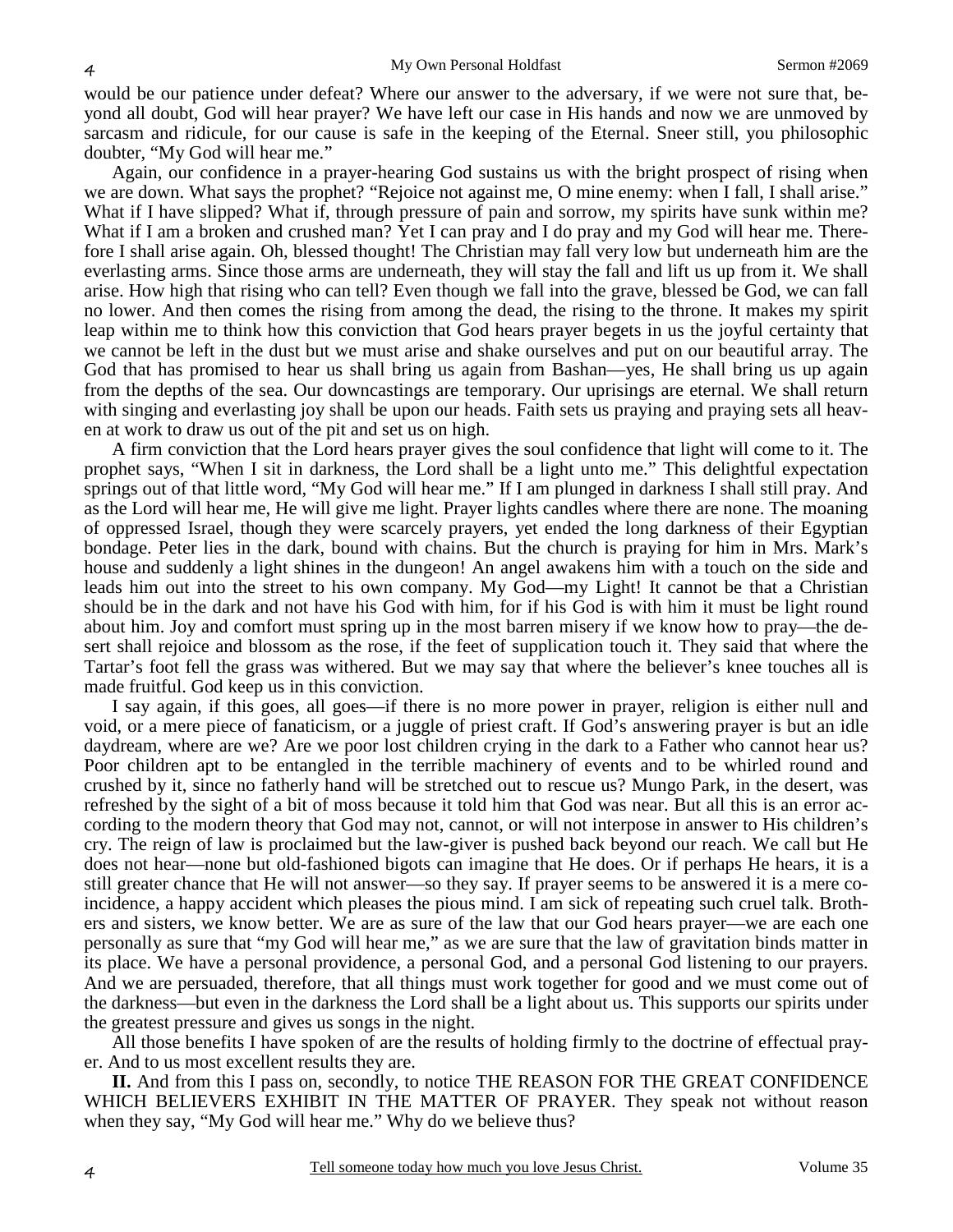would be our patience under defeat? Where our answer to the adversary, if we were not sure that, beyond all doubt, God will hear prayer? We have left our case in His hands and now we are unmoved by sarcasm and ridicule, for our cause is safe in the keeping of the Eternal. Sneer still, you philosophic doubter, "My God will hear me."

Again, our confidence in a prayer-hearing God sustains us with the bright prospect of rising when we are down. What says the prophet? "Rejoice not against me, O mine enemy: when I fall, I shall arise." What if I have slipped? What if, through pressure of pain and sorrow, my spirits have sunk within me? What if I am a broken and crushed man? Yet I can pray and I do pray and my God will hear me. Therefore I shall arise again. Oh, blessed thought! The Christian may fall very low but underneath him are the everlasting arms. Since those arms are underneath, they will stay the fall and lift us up from it. We shall arise. How high that rising who can tell? Even though we fall into the grave, blessed be God, we can fall no lower. And then comes the rising from among the dead, the rising to the throne. It makes my spirit leap within me to think how this conviction that God hears prayer begets in us the joyful certainty that we cannot be left in the dust but we must arise and shake ourselves and put on our beautiful array. The God that has promised to hear us shall bring us again from Bashan—yes, He shall bring us up again from the depths of the sea. Our downcastings are temporary. Our uprisings are eternal. We shall return with singing and everlasting joy shall be upon our heads. Faith sets us praying and praying sets all heaven at work to draw us out of the pit and set us on high.

A firm conviction that the Lord hears prayer gives the soul confidence that light will come to it. The prophet says, "When I sit in darkness, the Lord shall be a light unto me." This delightful expectation springs out of that little word, "My God will hear me." If I am plunged in darkness I shall still pray. And as the Lord will hear me, He will give me light. Prayer lights candles where there are none. The moaning of oppressed Israel, though they were scarcely prayers, yet ended the long darkness of their Egyptian bondage. Peter lies in the dark, bound with chains. But the church is praying for him in Mrs. Mark's house and suddenly a light shines in the dungeon! An angel awakens him with a touch on the side and leads him out into the street to his own company. My God—my Light! It cannot be that a Christian should be in the dark and not have his God with him, for if his God is with him it must be light round about him. Joy and comfort must spring up in the most barren misery if we know how to pray—the desert shall rejoice and blossom as the rose, if the feet of supplication touch it. They said that where the Tartar's foot fell the grass was withered. But we may say that where the believer's knee touches all is made fruitful. God keep us in this conviction.

I say again, if this goes, all goes—if there is no more power in prayer, religion is either null and void, or a mere piece of fanaticism, or a juggle of priest craft. If God's answering prayer is but an idle daydream, where are we? Are we poor lost children crying in the dark to a Father who cannot hear us? Poor children apt to be entangled in the terrible machinery of events and to be whirled round and crushed by it, since no fatherly hand will be stretched out to rescue us? Mungo Park, in the desert, was refreshed by the sight of a bit of moss because it told him that God was near. But all this is an error according to the modern theory that God may not, cannot, or will not interpose in answer to His children's cry. The reign of law is proclaimed but the law-giver is pushed back beyond our reach. We call but He does not hear—none but old-fashioned bigots can imagine that He does. Or if perhaps He hears, it is a still greater chance that He will not answer—so they say. If prayer seems to be answered it is a mere coincidence, a happy accident which pleases the pious mind. I am sick of repeating such cruel talk. Brothers and sisters, we know better. We are as sure of the law that our God hears prayer—we are each one personally as sure that "my God will hear me," as we are sure that the law of gravitation binds matter in its place. We have a personal providence, a personal God, and a personal God listening to our prayers. And we are persuaded, therefore, that all things must work together for good and we must come out of the darkness—but even in the darkness the Lord shall be a light about us. This supports our spirits under the greatest pressure and gives us songs in the night.

All those benefits I have spoken of are the results of holding firmly to the doctrine of effectual prayer. And to us most excellent results they are.

**II.** And from this I pass on, secondly, to notice THE REASON FOR THE GREAT CONFIDENCE WHICH BELIEVERS EXHIBIT IN THE MATTER OF PRAYER. They speak not without reason when they say, "My God will hear me." Why do we believe thus?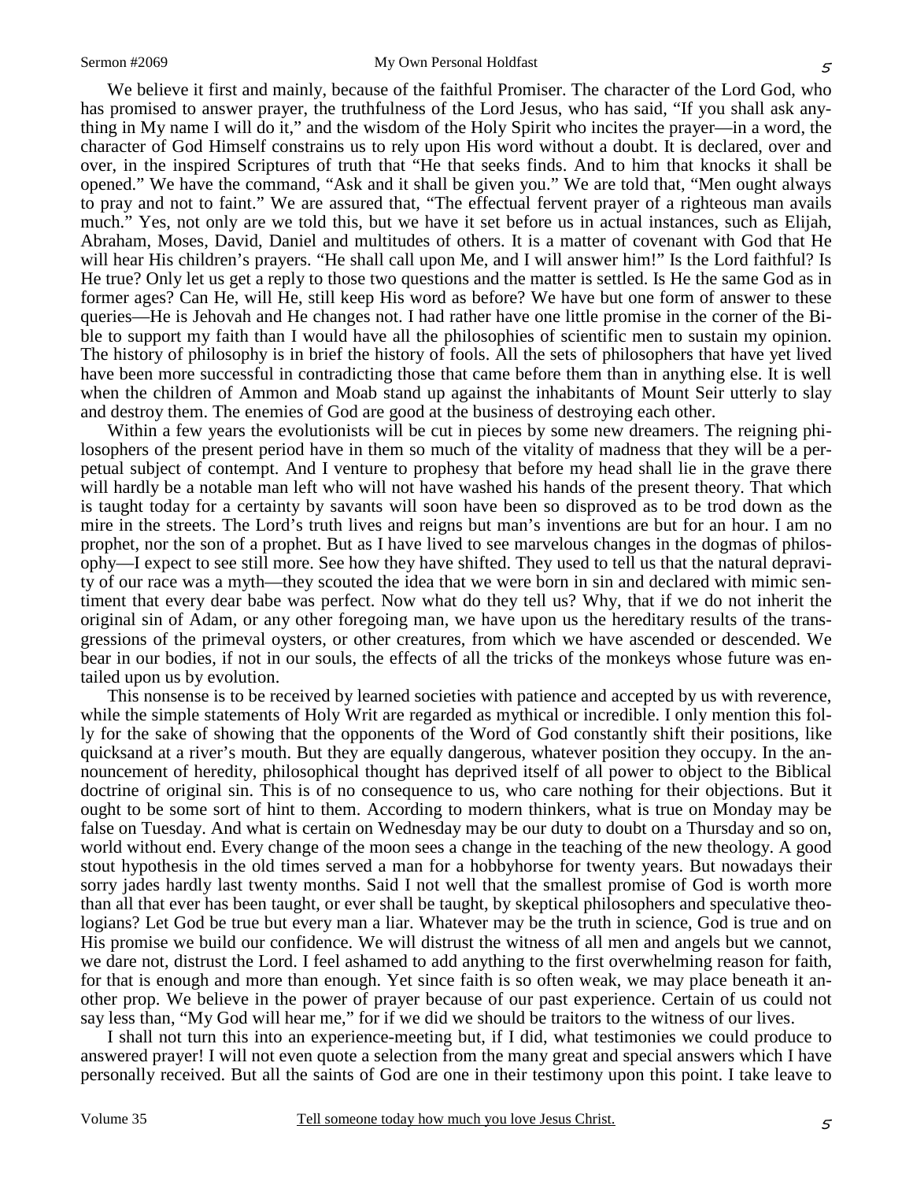We believe it first and mainly, because of the faithful Promiser. The character of the Lord God, who has promised to answer prayer, the truthfulness of the Lord Jesus, who has said, "If you shall ask anything in My name I will do it," and the wisdom of the Holy Spirit who incites the prayer—in a word, the character of God Himself constrains us to rely upon His word without a doubt. It is declared, over and over, in the inspired Scriptures of truth that "He that seeks finds. And to him that knocks it shall be opened." We have the command, "Ask and it shall be given you." We are told that, "Men ought always to pray and not to faint." We are assured that, "The effectual fervent prayer of a righteous man avails much." Yes, not only are we told this, but we have it set before us in actual instances, such as Elijah, Abraham, Moses, David, Daniel and multitudes of others. It is a matter of covenant with God that He will hear His children's prayers. "He shall call upon Me, and I will answer him!" Is the Lord faithful? Is He true? Only let us get a reply to those two questions and the matter is settled. Is He the same God as in former ages? Can He, will He, still keep His word as before? We have but one form of answer to these queries—He is Jehovah and He changes not. I had rather have one little promise in the corner of the Bible to support my faith than I would have all the philosophies of scientific men to sustain my opinion. The history of philosophy is in brief the history of fools. All the sets of philosophers that have yet lived have been more successful in contradicting those that came before them than in anything else. It is well when the children of Ammon and Moab stand up against the inhabitants of Mount Seir utterly to slay and destroy them. The enemies of God are good at the business of destroying each other.

Within a few years the evolutionists will be cut in pieces by some new dreamers. The reigning philosophers of the present period have in them so much of the vitality of madness that they will be a perpetual subject of contempt. And I venture to prophesy that before my head shall lie in the grave there will hardly be a notable man left who will not have washed his hands of the present theory. That which is taught today for a certainty by savants will soon have been so disproved as to be trod down as the mire in the streets. The Lord's truth lives and reigns but man's inventions are but for an hour. I am no prophet, nor the son of a prophet. But as I have lived to see marvelous changes in the dogmas of philosophy—I expect to see still more. See how they have shifted. They used to tell us that the natural depravity of our race was a myth—they scouted the idea that we were born in sin and declared with mimic sentiment that every dear babe was perfect. Now what do they tell us? Why, that if we do not inherit the original sin of Adam, or any other foregoing man, we have upon us the hereditary results of the transgressions of the primeval oysters, or other creatures, from which we have ascended or descended. We bear in our bodies, if not in our souls, the effects of all the tricks of the monkeys whose future was entailed upon us by evolution.

This nonsense is to be received by learned societies with patience and accepted by us with reverence, while the simple statements of Holy Writ are regarded as mythical or incredible. I only mention this folly for the sake of showing that the opponents of the Word of God constantly shift their positions, like quicksand at a river's mouth. But they are equally dangerous, whatever position they occupy. In the announcement of heredity, philosophical thought has deprived itself of all power to object to the Biblical doctrine of original sin. This is of no consequence to us, who care nothing for their objections. But it ought to be some sort of hint to them. According to modern thinkers, what is true on Monday may be false on Tuesday. And what is certain on Wednesday may be our duty to doubt on a Thursday and so on, world without end. Every change of the moon sees a change in the teaching of the new theology. A good stout hypothesis in the old times served a man for a hobbyhorse for twenty years. But nowadays their sorry jades hardly last twenty months. Said I not well that the smallest promise of God is worth more than all that ever has been taught, or ever shall be taught, by skeptical philosophers and speculative theologians? Let God be true but every man a liar. Whatever may be the truth in science, God is true and on His promise we build our confidence. We will distrust the witness of all men and angels but we cannot, we dare not, distrust the Lord. I feel ashamed to add anything to the first overwhelming reason for faith, for that is enough and more than enough. Yet since faith is so often weak, we may place beneath it another prop. We believe in the power of prayer because of our past experience. Certain of us could not say less than, "My God will hear me," for if we did we should be traitors to the witness of our lives.

I shall not turn this into an experience-meeting but, if I did, what testimonies we could produce to answered prayer! I will not even quote a selection from the many great and special answers which I have personally received. But all the saints of God are one in their testimony upon this point. I take leave to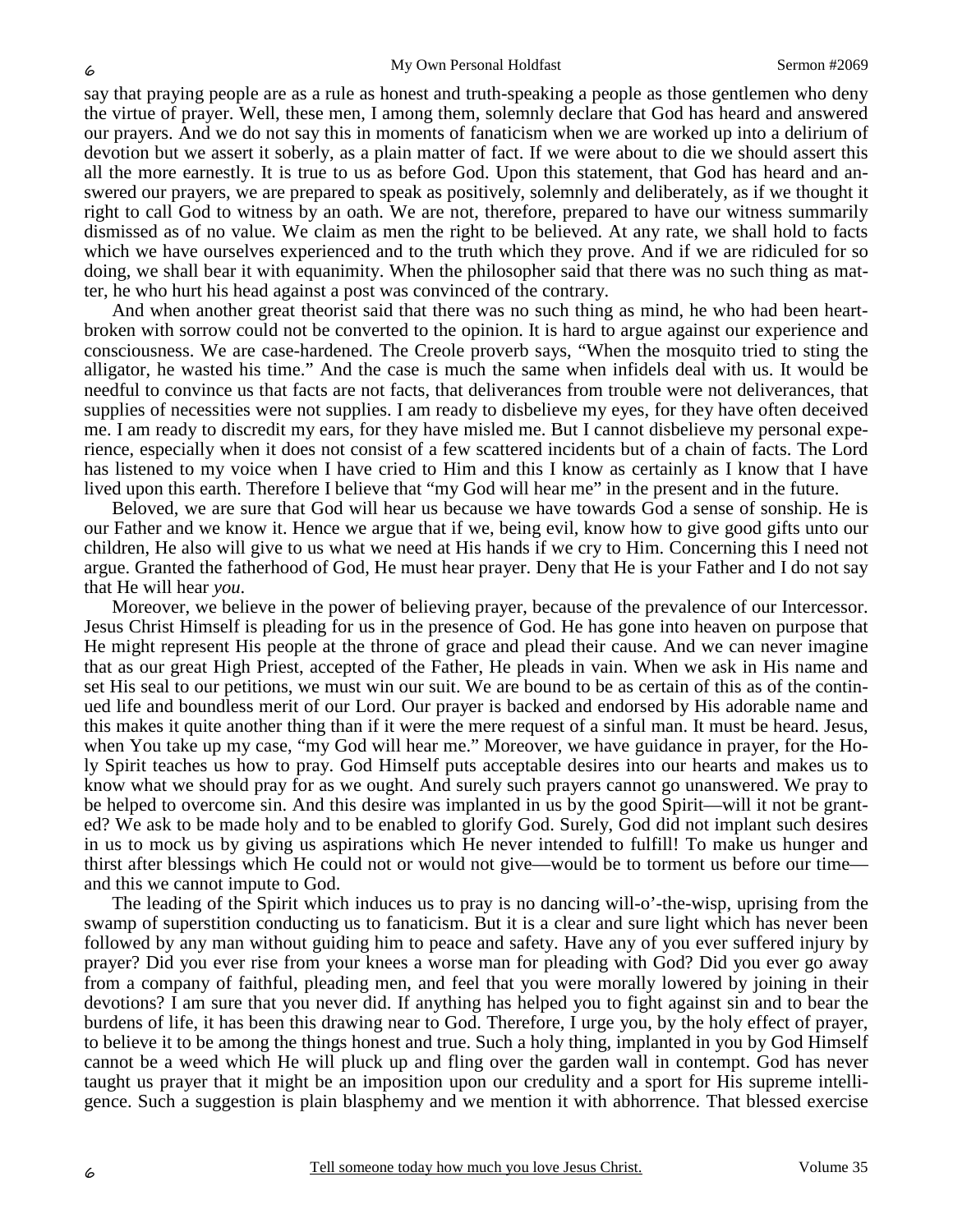say that praying people are as a rule as honest and truth-speaking a people as those gentlemen who deny the virtue of prayer. Well, these men, I among them, solemnly declare that God has heard and answered our prayers. And we do not say this in moments of fanaticism when we are worked up into a delirium of devotion but we assert it soberly, as a plain matter of fact. If we were about to die we should assert this all the more earnestly. It is true to us as before God. Upon this statement, that God has heard and answered our prayers, we are prepared to speak as positively, solemnly and deliberately, as if we thought it right to call God to witness by an oath. We are not, therefore, prepared to have our witness summarily dismissed as of no value. We claim as men the right to be believed. At any rate, we shall hold to facts which we have ourselves experienced and to the truth which they prove. And if we are ridiculed for so doing, we shall bear it with equanimity. When the philosopher said that there was no such thing as matter, he who hurt his head against a post was convinced of the contrary.

And when another great theorist said that there was no such thing as mind, he who had been heart-broken with sorrow could not be converted to the opinion. It is hard to argue against our experience and consciousness. We are case-hardened. The Creole proverb says, "When the mosquito tried to sting the alligator, he wasted his time." And the case is much the same when infidels deal with us. It would be needful to convince us that facts are not facts, that deliverances from trouble were not deliverances, that supplies of necessities were not supplies. I am ready to disbelieve my eyes, for they have often deceived me. I am ready to discredit my ears, for they have misled me. But I cannot disbelieve my personal experience, especially when it does not consist of a few scattered incidents but of a chain of facts. The Lord has listened to my voice when I have cried to Him and this I know as certainly as I know that I have lived upon this earth. Therefore I believe that "my God will hear me" in the present and in the future.

Beloved, we are sure that God will hear us because we have towards God a sense of sonship. He is our Father and we know it. Hence we argue that if we, being evil, know how to give good gifts unto our children, He also will give to us what we need at His hands if we cry to Him. Concerning this I need not argue. Granted the fatherhood of God, He must hear prayer. Deny that He is your Father and I do not say that He will hear *you*.

Moreover, we believe in the power of believing prayer, because of the prevalence of our Intercessor. Jesus Christ Himself is pleading for us in the presence of God. He has gone into heaven on purpose that He might represent His people at the throne of grace and plead their cause. And we can never imagine that as our great High Priest, accepted of the Father, He pleads in vain. When we ask in His name and set His seal to our petitions, we must win our suit. We are bound to be as certain of this as of the continued life and boundless merit of our Lord. Our prayer is backed and endorsed by His adorable name and this makes it quite another thing than if it were the mere request of a sinful man. It must be heard. Jesus, when You take up my case, "my God will hear me." Moreover, we have guidance in prayer, for the Holy Spirit teaches us how to pray. God Himself puts acceptable desires into our hearts and makes us to know what we should pray for as we ought. And surely such prayers cannot go unanswered. We pray to be helped to overcome sin. And this desire was implanted in us by the good Spirit—will it not be granted? We ask to be made holy and to be enabled to glorify God. Surely, God did not implant such desires in us to mock us by giving us aspirations which He never intended to fulfill! To make us hunger and thirst after blessings which He could not or would not give—would be to torment us before our time—and this we cannot impute to God.

The leading of the Spirit which induces us to pray is no dancing will-o'-the-wisp, uprising from the swamp of superstition conducting us to fanaticism. But it is a clear and sure light which has never been followed by any man without guiding him to peace and safety. Have any of you ever suffered injury by prayer? Did you ever rise from your knees a worse man for pleading with God? Did you ever go away from a company of faithful, pleading men, and feel that you were morally lowered by joining in their devotions? I am sure that you never did. If anything has helped you to fight against sin and to bear the burdens of life, it has been this drawing near to God. Therefore, I urge you, by the holy effect of prayer, to believe it to be among the things honest and true. Such a holy thing, implanted in you by God Himself cannot be a weed which He will pluck up and fling over the garden wall in contempt. God has never taught us prayer that it might be an imposition upon our credulity and a sport for His supreme intelligence. Such a suggestion is plain blasphemy and we mention it with abhorrence. That blessed exercise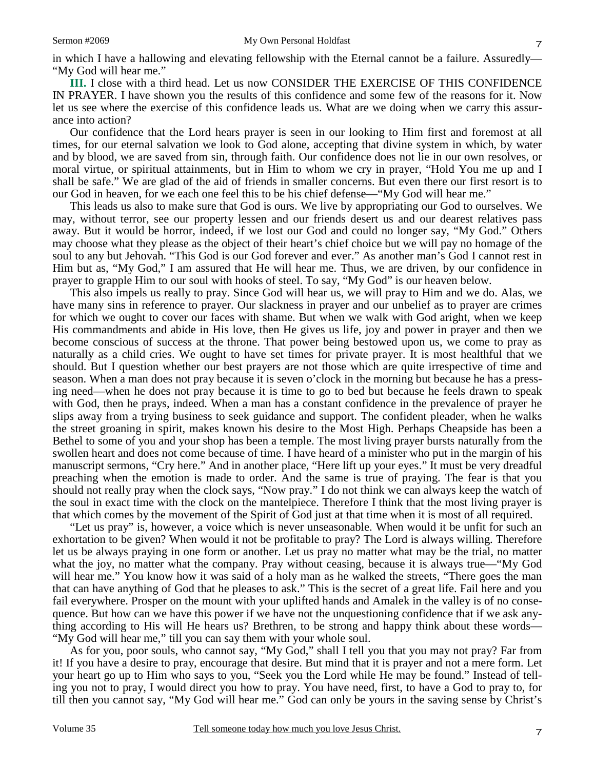in which I have a hallowing and elevating fellowship with the Eternal cannot be a failure. Assuredly—"My God will hear me."

**III.** I close with a third head. Let us now CONSIDER THE EXERCISE OF THIS CONFIDENCE IN PRAYER. I have shown you the results of this confidence and some few of the reasons for it. Now let us see where the exercise of this confidence leads us. What are we doing when we carry this assurance into action?

Our confidence that the Lord hears prayer is seen in our looking to Him first and foremost at all times, for our eternal salvation we look to God alone, accepting that divine system in which, by water and by blood, we are saved from sin, through faith. Our confidence does not lie in our own resolves, or moral virtue, or spiritual attainments, but in Him to whom we cry in prayer, "Hold You me up and I shall be safe." We are glad of the aid of friends in smaller concerns. But even there our first resort is to our God in heaven, for we each one feel this to be his chief defense—"My God will hear me."

This leads us also to make sure that God is ours. We live by appropriating our God to ourselves. We may, without terror, see our property lessen and our friends desert us and our dearest relatives pass away. But it would be horror, indeed, if we lost our God and could no longer say, "My God." Others may choose what they please as the object of their heart's chief choice but we will pay no homage of the soul to any but Jehovah. "This God is our God forever and ever." As another man's God I cannot rest in Him but as, "My God," I am assured that He will hear me. Thus, we are driven, by our confidence in prayer to grapple Him to our soul with hooks of steel. To say, "My God" is our heaven below.

This also impels us really to pray. Since God will hear us, we will pray to Him and we do. Alas, we have many sins in reference to prayer. Our slackness in prayer and our unbelief as to prayer are crimes for which we ought to cover our faces with shame. But when we walk with God aright, when we keep His commandments and abide in His love, then He gives us life, joy and power in prayer and then we become conscious of success at the throne. That power being bestowed upon us, we come to pray as naturally as a child cries. We ought to have set times for private prayer. It is most healthful that we should. But I question whether our best prayers are not those which are quite irrespective of time and season. When a man does not pray because it is seven o'clock in the morning but because he has a pressing need—when he does not pray because it is time to go to bed but because he feels drawn to speak with God, then he prays, indeed. When a man has a constant confidence in the prevalence of prayer he slips away from a trying business to seek guidance and support. The confident pleader, when he walks the street groaning in spirit, makes known his desire to the Most High. Perhaps Cheapside has been a Bethel to some of you and your shop has been a temple. The most living prayer bursts naturally from the swollen heart and does not come because of time. I have heard of a minister who put in the margin of his manuscript sermons, "Cry here." And in another place, "Here lift up your eyes." It must be very dreadful preaching when the emotion is made to order. And the same is true of praying. The fear is that you should not really pray when the clock says, "Now pray." I do not think we can always keep the watch of the soul in exact time with the clock on the mantelpiece. Therefore I think that the most living prayer is that which comes by the movement of the Spirit of God just at that time when it is most of all required.

"Let us pray" is, however, a voice which is never unseasonable. When would it be unfit for such an exhortation to be given? When would it not be profitable to pray? The Lord is always willing. Therefore let us be always praying in one form or another. Let us pray no matter what may be the trial, no matter what the joy, no matter what the company. Pray without ceasing, because it is always true—"My God will hear me." You know how it was said of a holy man as he walked the streets, "There goes the man that can have anything of God that he pleases to ask." This is the secret of a great life. Fail here and you fail everywhere. Prosper on the mount with your uplifted hands and Amalek in the valley is of no consequence. But how can we have this power if we have not the unquestioning confidence that if we ask anything according to His will He hears us? Brethren, to be strong and happy think about these words—"My God will hear me," till you can say them with your whole soul.

As for you, poor souls, who cannot say, "My God," shall I tell you that you may not pray? Far from it! If you have a desire to pray, encourage that desire. But mind that it is prayer and not a mere form. Let your heart go up to Him who says to you, "Seek you the Lord while He may be found." Instead of telling you not to pray, I would direct you how to pray. You have need, first, to have a God to pray to, for till then you cannot say, "My God will hear me." God can only be yours in the saving sense by Christ's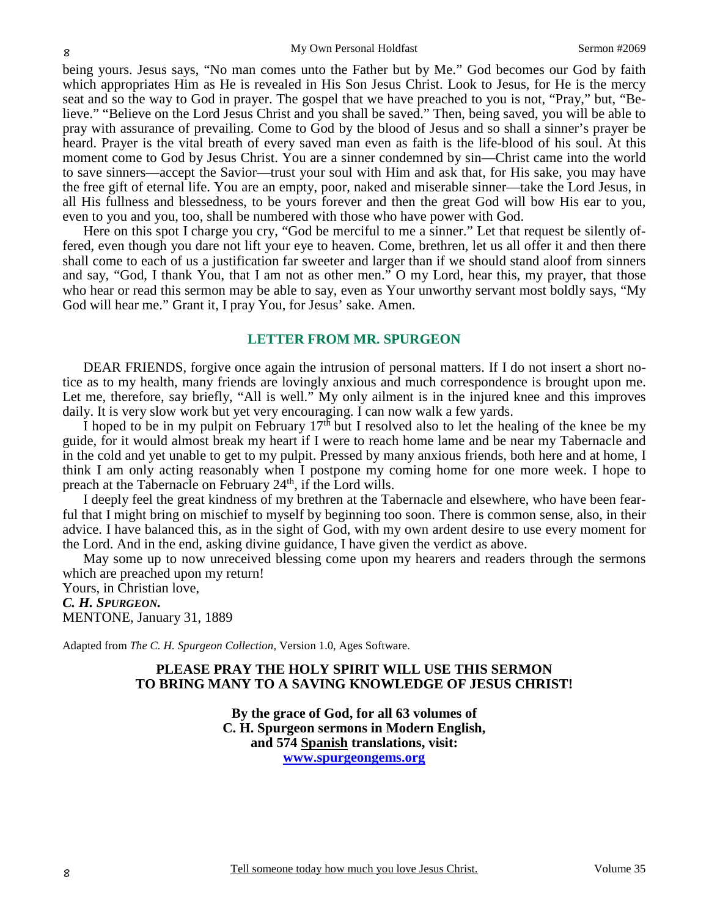being yours. Jesus says, "No man comes unto the Father but by Me." God becomes our God by faith which appropriates Him as He is revealed in His Son Jesus Christ. Look to Jesus, for He is the mercy seat and so the way to God in prayer. The gospel that we have preached to you is not, "Pray," but, "Believe." "Believe on the Lord Jesus Christ and you shall be saved." Then, being saved, you will be able to pray with assurance of prevailing. Come to God by the blood of Jesus and so shall a sinner's prayer be heard. Prayer is the vital breath of every saved man even as faith is the life-blood of his soul. At this moment come to God by Jesus Christ. You are a sinner condemned by sin—Christ came into the world to save sinners—accept the Savior—trust your soul with Him and ask that, for His sake, you may have the free gift of eternal life. You are an empty, poor, naked and miserable sinner—take the Lord Jesus, in all His fullness and blessedness, to be yours forever and then the great God will bow His ear to you, even to you and you, too, shall be numbered with those who have power with God.

Here on this spot I charge you cry, "God be merciful to me a sinner." Let that request be silently offered, even though you dare not lift your eye to heaven. Come, brethren, let us all offer it and then there shall come to each of us a justification far sweeter and larger than if we should stand aloof from sinners and say, "God, I thank You, that I am not as other men." O my Lord, hear this, my prayer, that those who hear or read this sermon may be able to say, even as Your unworthy servant most boldly says, "My God will hear me." Grant it, I pray You, for Jesus' sake. Amen.

## LETTER FROM MR. SPURGEON

DEAR FRIENDS, forgive once again the intrusion of personal matters. If I do not insert a short notice as to my health, many friends are lovingly anxious and much correspondence is brought upon me. Let me, therefore, say briefly, "All is well." My only ailment is in the injured knee and this improves daily. It is very slow work but yet very encouraging. I can now walk a few yards.

I hoped to be in my pulpit on February 17th but I resolved also to let the healing of the knee be my guide, for it would almost break my heart if I were to reach home lame and be near my Tabernacle and in the cold and yet unable to get to my pulpit. Pressed by many anxious friends, both here and at home, I think I am only acting reasonably when I postpone my coming home for one more week. I hope to preach at the Tabernacle on February 24th, if the Lord wills.

I deeply feel the great kindness of my brethren at the Tabernacle and elsewhere, who have been fearful that I might bring on mischief to myself by beginning too soon. There is common sense, also, in their advice. I have balanced this, as in the sight of God, with my own ardent desire to use every moment for the Lord. And in the end, asking divine guidance, I have given the verdict as above.

May some up to now unreceived blessing come upon my hearers and readers through the sermons which are preached upon my return!

Yours, in Christian love,
***C. H. SPURGEON.***
MENTONE, January 31, 1889

Adapted from *The C. H. Spurgeon Collection*, Version 1.0, Ages Software.

**PLEASE PRAY THE HOLY SPIRIT WILL USE THIS SERMON TO BRING MANY TO A SAVING KNOWLEDGE OF JESUS CHRIST!**

**By the grace of God, for all 63 volumes of C. H. Spurgeon sermons in Modern English, and 574 Spanish translations, visit: www.spurgeongems.org**